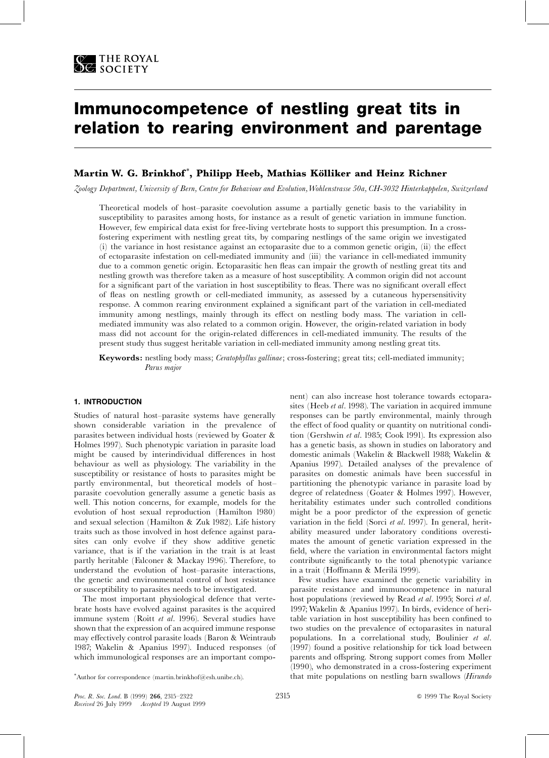# Immunocompetence of nestling great tits in relation to rearing environment and parentage

**Martin W. G. Brinkhof***, **Philipp Heeb, Mathias Kölliker and Heinz Richner**

*Zoology Department, University of Bern, Centre for Behaviour and Evolution, Wohlenstrasse 50a, CH-3032 Hinterkappelen, Switzerland*

Theoretical models of host–parasite coevolution assume a partially genetic basis to the variability in susceptibility to parasites among hosts, for instance as a result of genetic variation in immune function. However, few empirical data exist for free-living vertebrate hosts to support this presumption. In a cross-fostering experiment with nestling great tits, by comparing nestlings of the same origin we investigated (i) the variance in host resistance against an ectoparasite due to a common genetic origin, (ii) the effect of ectoparasite infestation on cell-mediated immunity and (iii) the variance in cell-mediated immunity due to a common genetic origin. Ectoparasitic hen fleas can impair the growth of nestling great tits and nestling growth was therefore taken as a measure of host susceptibility. A common origin did not account for a significant part of the variation in host susceptibility to fleas. There was no significant overall effect of fleas on nestling growth or cell-mediated immunity, as assessed by a cutaneous hypersensitivity response. A common rearing environment explained a significant part of the variation in cell-mediated immunity among nestlings, mainly through its effect on nestling body mass. The variation in cell-mediated immunity was also related to a common origin. However, the origin-related variation in body mass did not account for the origin-related differences in cell-mediated immunity. The results of the present study thus suggest heritable variation in cell-mediated immunity among nestling great tits.

**Keywords:** nestling body mass; *Ceratophyllus gallinae*; cross-fostering; great tits; cell-mediated immunity; *Parus major*

## 1. INTRODUCTION

Studies of natural host–parasite systems have generally shown considerable variation in the prevalence of parasites between individual hosts (reviewed by Goater & Holmes 1997). Such phenotypic variation in parasite load might be caused by interindividual differences in host behaviour as well as physiology. The variability in the susceptibility or resistance of hosts to parasites might be partly environmental, but theoretical models of host–parasite coevolution generally assume a genetic basis as well. This notion concerns, for example, models for the evolution of host sexual reproduction (Hamilton 1980) and sexual selection (Hamilton & Zuk 1982). Life history traits such as those involved in host defence against parasites can only evolve if they show additive genetic variance, that is if the variation in the trait is at least partly heritable (Falconer & Mackay 1996). Therefore, to understand the evolution of host–parasite interactions, the genetic and environmental control of host resistance or susceptibility to parasites needs to be investigated.

The most important physiological defence that vertebrate hosts have evolved against parasites is the acquired immune system (Roitt *et al.* 1996). Several studies have shown that the expression of an acquired immune response may effectively control parasite loads (Baron & Weintraub 1987; Wakelin & Apanius 1997). Induced responses (of which immunological responses are an important component) can also increase host tolerance towards ectoparasites (Heeb *et al.* 1998). The variation in acquired immune responses can be partly environmental, mainly through the effect of food quality or quantity on nutritional condition (Gershwin *et al.* 1985; Cook 1991). Its expression also has a genetic basis, as shown in studies on laboratory and domestic animals (Wakelin & Blackwell 1988; Wakelin & Apanius 1997). Detailed analyses of the prevalence of parasites on domestic animals have been successful in partitioning the phenotypic variance in parasite load by degree of relatedness (Goater & Holmes 1997). However, heritability estimates under such controlled conditions might be a poor predictor of the expression of genetic variation in the field (Sorci *et al.* 1997). In general, heritability measured under laboratory conditions overestimates the amount of genetic variation expressed in the field, where the variation in environmental factors might contribute significantly to the total phenotypic variance in a trait (Hoffmann & Merilä 1999).

Few studies have examined the genetic variability in parasite resistance and immunocompetence in natural host populations (reviewed by Read *et al.* 1995; Sorci *et al.* 1997; Wakelin & Apanius 1997). In birds, evidence of heritable variation in host susceptibility has been confined to two studies on the prevalence of ectoparasites in natural populations. In a correlational study, Boulinier *et al.* (1997) found a positive relationship for tick load between parents and offspring. Strong support comes from Møller (1990), who demonstrated in a cross-fostering experiment that mite populations on nestling barn swallows (*Hirundo*

*Author for correspondence (martin.brinkhof@esh.unibe.ch).

*Received* 26 July 1999 *Accepted* 19 August 1999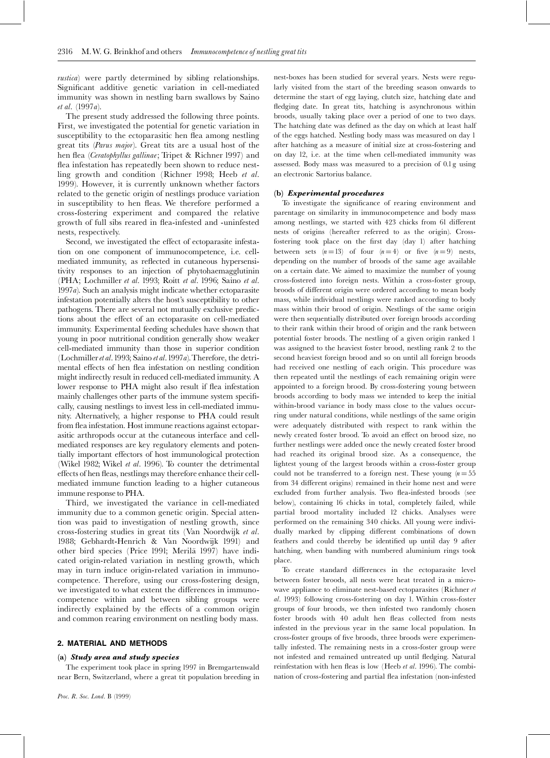*rustica*) were partly determined by sibling relationships. Significant additive genetic variation in cell-mediated immunity was shown in nestling barn swallows by Saino *et al*. (1997*a*).

The present study addressed the following three points. First, we investigated the potential for genetic variation in susceptibility to the ectoparasitic hen flea among nestling great tits (*Parus major*). Great tits are a usual host of the hen flea (*Ceratophyllus gallinae*; Tripet & Richner 1997) and flea infestation has repeatedly been shown to reduce nestling growth and condition (Richner 1998; Heeb *et al*. 1999). However, it is currently unknown whether factors related to the genetic origin of nestlings produce variation in susceptibility to hen fleas. We therefore performed a cross-fostering experiment and compared the relative growth of full sibs reared in flea-infested and -uninfested nests, respectively.

Second, we investigated the effect of ectoparasite infestation on one component of immunocompetence, i.e. cell-mediated immunity, as reflected in cutaneous hypersensitivity responses to an injection of phytohaemagglutinin (PHA; Lochmiller *et al*. 1993; Roitt *et al*. 1996; Saino *et al*. 1997*a*). Such an analysis might indicate whether ectoparasite infestation potentially alters the host's susceptibility to other pathogens. There are several not mutually exclusive predictions about the effect of an ectoparasite on cell-mediated immunity. Experimental feeding schedules have shown that young in poor nutritional condition generally show weaker cell-mediated immunity than those in superior condition (Lochmiller *et al*. 1993; Saino *et al*. 1997*a*). Therefore, the detrimental effects of hen flea infestation on nestling condition might indirectly result in reduced cell-mediated immunity. A lower response to PHA might also result if flea infestation mainly challenges other parts of the immune system specifically, causing nestlings to invest less in cell-mediated immunity. Alternatively, a higher response to PHA could result from flea infestation. Host immune reactions against ectoparasitic arthropods occur at the cutaneous interface and cell-mediated responses are key regulatory elements and potentially important effectors of host immunological protection (Wikel 1982; Wikel *et al*. 1996). To counter the detrimental effects of hen fleas, nestlings may therefore enhance their cell-mediated immune function leading to a higher cutaneous immune response to PHA.

Third, we investigated the variance in cell-mediated immunity due to a common genetic origin. Special attention was paid to investigation of nestling growth, since cross-fostering studies in great tits (Van Noordwijk *et al*. 1988; Gebhardt-Henrich & Van Noordwijk 1991) and other bird species (Price 1991; Merilä 1997) have indicated origin-related variation in nestling growth, which may in turn induce origin-related variation in immunocompetence. Therefore, using our cross-fostering design, we investigated to what extent the differences in immunocompetence within and between sibling groups were indirectly explained by the effects of a common origin and common rearing environment on nestling body mass.

## 2. MATERIAL AND METHODS

### (a) *Study area and study species*

The experiment took place in spring 1997 in Bremgartenwald near Bern, Switzerland, where a great tit population breeding in nest-boxes has been studied for several years. Nests were regularly visited from the start of the breeding season onwards to determine the start of egg laying, clutch size, hatching date and fledging date. In great tits, hatching is asynchronous within broods, usually taking place over a period of one to two days. The hatching date was defined as the day on which at least half of the eggs hatched. Nestling body mass was measured on day 1 after hatching as a measure of initial size at cross-fostering and on day 12, i.e. at the time when cell-mediated immunity was assessed. Body mass was measured to a precision of 0.1 g using an electronic Sartorius balance.

### (b) *Experimental procedures*

To investigate the significance of rearing environment and parentage on similarity in immunocompetence and body mass among nestlings, we started with 423 chicks from 61 different nests of origins (hereafter referred to as the origin). Cross-fostering took place on the first day (day 1) after hatching between sets ($n=13$) of four ($n=4$) or five ($n=9$) nests, depending on the number of broods of the same age available on a certain date. We aimed to maximize the number of young cross-fostered into foreign nests. Within a cross-foster group, broods of different origin were ordered according to mean body mass, while individual nestlings were ranked according to body mass within their brood of origin. Nestlings of the same origin were then sequentially distributed over foreign broods according to their rank within their brood of origin and the rank between potential foster broods. The nestling of a given origin ranked 1 was assigned to the heaviest foster brood, nestling rank 2 to the second heaviest foreign brood and so on until all foreign broods had received one nestling of each origin. This procedure was then repeated until the nestlings of each remaining origin were appointed to a foreign brood. By cross-fostering young between broods according to body mass we intended to keep the initial within-brood variance in body mass close to the values occurring under natural conditions, while nestlings of the same origin were adequately distributed with respect to rank within the newly created foster brood. To avoid an effect on brood size, no further nestlings were added once the newly created foster brood had reached its original brood size. As a consequence, the lightest young of the largest broods within a cross-foster group could not be transferred to a foreign nest. These young ($n=55$ from 34 different origins) remained in their home nest and were excluded from further analysis. Two flea-infested broods (see below), containing 16 chicks in total, completely failed, while partial brood mortality included 12 chicks. Analyses were performed on the remaining 340 chicks. All young were individually marked by clipping different combinations of down feathers and could thereby be identified up until day 9 after hatching, when banding with numbered aluminium rings took place.

To create standard differences in the ectoparasite level between foster broods, all nests were heat treated in a microwave appliance to eliminate nest-based ectoparasites (Richner *et al*. 1993) following cross-fostering on day 1. Within cross-foster groups of four broods, we then infested two randomly chosen foster broods with 40 adult hen fleas collected from nests infested in the previous year in the same local population. In cross-foster groups of five broods, three broods were experimentally infested. The remaining nests in a cross-foster group were not infested and remained untreated up until fledging. Natural reinfestation with hen fleas is low (Heeb *et al*. 1996). The combination of cross-fostering and partial flea infestation (non-infested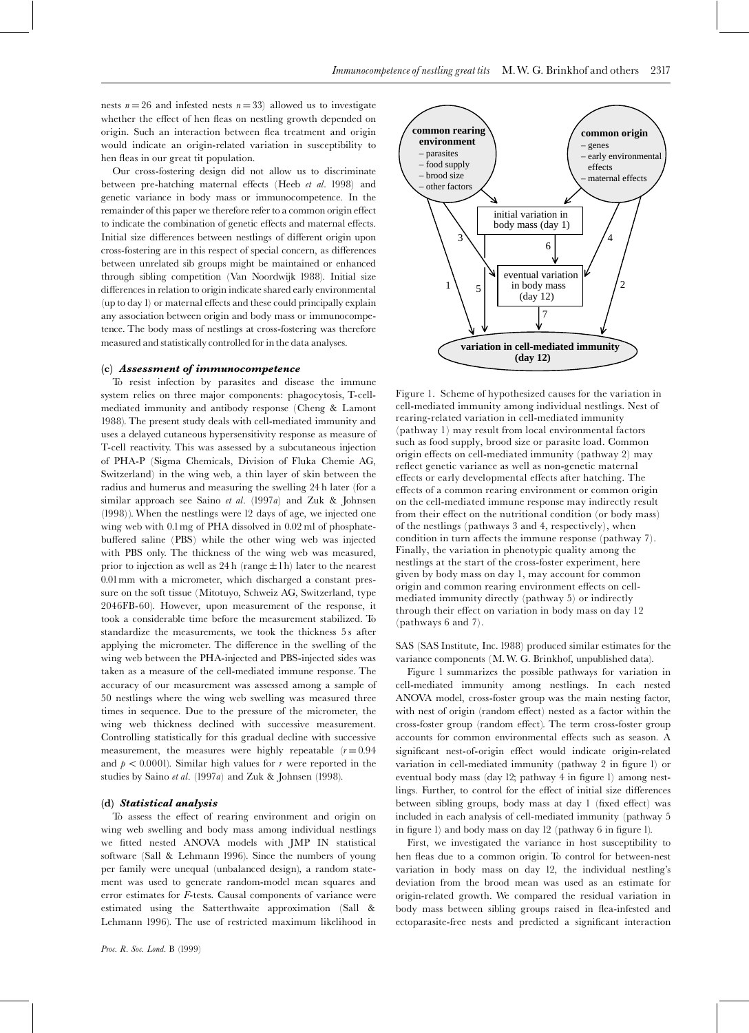nests $n = 26$ and infested nests $n = 33$) allowed us to investigate whether the effect of hen fleas on nestling growth depended on origin. Such an interaction between flea treatment and origin would indicate an origin-related variation in susceptibility to hen fleas in our great tit population.

Our cross-fostering design did not allow us to discriminate between pre-hatching maternal effects (Heeb *et al.* 1998) and genetic variance in body mass or immunocompetence. In the remainder of this paper we therefore refer to a common origin effect to indicate the combination of genetic effects and maternal effects. Initial size differences between nestlings of different origin upon cross-fostering are in this respect of special concern, as differences between unrelated sib groups might be maintained or enhanced through sibling competition (Van Noordwijk 1988). Initial size differences in relation to origin indicate shared early environmental (up to day 1) or maternal effects and these could principally explain any association between origin and body mass or immunocompetence. The body mass of nestlings at cross-fostering was therefore measured and statistically controlled for in the data analyses.

### (c) *Assessment of immunocompetence*

To resist infection by parasites and disease the immune system relies on three major components: phagocytosis, T-cell-mediated immunity and antibody response (Cheng & Lamont 1988). The present study deals with cell-mediated immunity and uses a delayed cutaneous hypersensitivity response as measure of T-cell reactivity. This was assessed by a subcutaneous injection of PHA-P (Sigma Chemicals, Division of Fluka Chemie AG, Switzerland) in the wing web, a thin layer of skin between the radius and humerus and measuring the swelling 24 h later (for a similar approach see Saino *et al.* (1997*a*) and Zuk & Johnsen (1998)). When the nestlings were 12 days of age, we injected one wing web with 0.1 mg of PHA dissolved in 0.02 ml of phosphate-buffered saline (PBS) while the other wing web was injected with PBS only. The thickness of the wing web was measured, prior to injection as well as 24 h (range $\pm 1$ h) later to the nearest 0.01 mm with a micrometer, which discharged a constant pressure on the soft tissue (Mitotuyo, Schweiz AG, Switzerland, type 2046FB-60). However, upon measurement of the response, it took a considerable time before the measurement stabilized. To standardize the measurements, we took the thickness 5 s after applying the micrometer. The difference in the swelling of the wing web between the PHA-injected and PBS-injected sides was taken as a measure of the cell-mediated immune response. The accuracy of our measurement was assessed among a sample of 50 nestlings where the wing web swelling was measured three times in sequence. Due to the pressure of the micrometer, the wing web thickness declined with successive measurement. Controlling statistically for this gradual decline with successive measurement, the measures were highly repeatable ($r = 0.94$ and $p < 0.0001$). Similar high values for $r$ were reported in the studies by Saino *et al.* (1997*a*) and Zuk & Johnsen (1998).

### (d) *Statistical analysis*

To assess the effect of rearing environment and origin on wing web swelling and body mass among individual nestlings we fitted nested ANOVA models with JMP IN statistical software (Sall & Lehmann 1996). Since the numbers of young per family were unequal (unbalanced design), a random statement was used to generate random-model mean squares and error estimates for $F$-tests. Causal components of variance were estimated using the Satterthwaite approximation (Sall & Lehmann 1996). The use of restricted maximum likelihood in SAS (SAS Institute, Inc. 1988) produced similar estimates for the variance components (M. W. G. Brinkhof, unpublished data).

Figure 1. Scheme of hypothesized causes for the variation in cell-mediated immunity among individual nestlings. Nest of rearing-related variation in cell-mediated immunity (pathway 1) may result from local environmental factors such as food supply, brood size or parasite load. Common origin effects on cell-mediated immunity (pathway 2) may reflect genetic variance as well as non-genetic maternal effects or early developmental effects after hatching. The effects of a common rearing environment or common origin on the cell-mediated immune response may indirectly result from their effect on the nutritional condition (or body mass) of the nestlings (pathways 3 and 4, respectively), when condition in turn affects the immune response (pathway 7). Finally, the variation in phenotypic quality among the nestlings at the start of the cross-foster experiment, here given by body mass on day 1, may account for common origin and common rearing environment effects on cell-mediated immunity directly (pathway 5) or indirectly through their effect on variation in body mass on day 12 (pathways 6 and 7).

Figure 1 summarizes the possible pathways for variation in cell-mediated immunity among nestlings. In each nested ANOVA model, cross-foster group was the main nesting factor, with nest of origin (random effect) nested as a factor within the cross-foster group (random effect). The term cross-foster group accounts for common environmental effects such as season. A significant nest-of-origin effect would indicate origin-related variation in cell-mediated immunity (pathway 2 in figure 1) or eventual body mass (day 12; pathway 4 in figure 1) among nestlings. Further, to control for the effect of initial size differences between sibling groups, body mass at day 1 (fixed effect) was included in each analysis of cell-mediated immunity (pathway 5 in figure 1) and body mass on day 12 (pathway 6 in figure 1).

First, we investigated the variance in host susceptibility to hen fleas due to a common origin. To control for between-nest variation in body mass on day 12, the individual nestling's deviation from the brood mean was used as an estimate for origin-related growth. We compared the residual variation in body mass between sibling groups raised in flea-infested and ectoparasite-free nests and predicted a significant interaction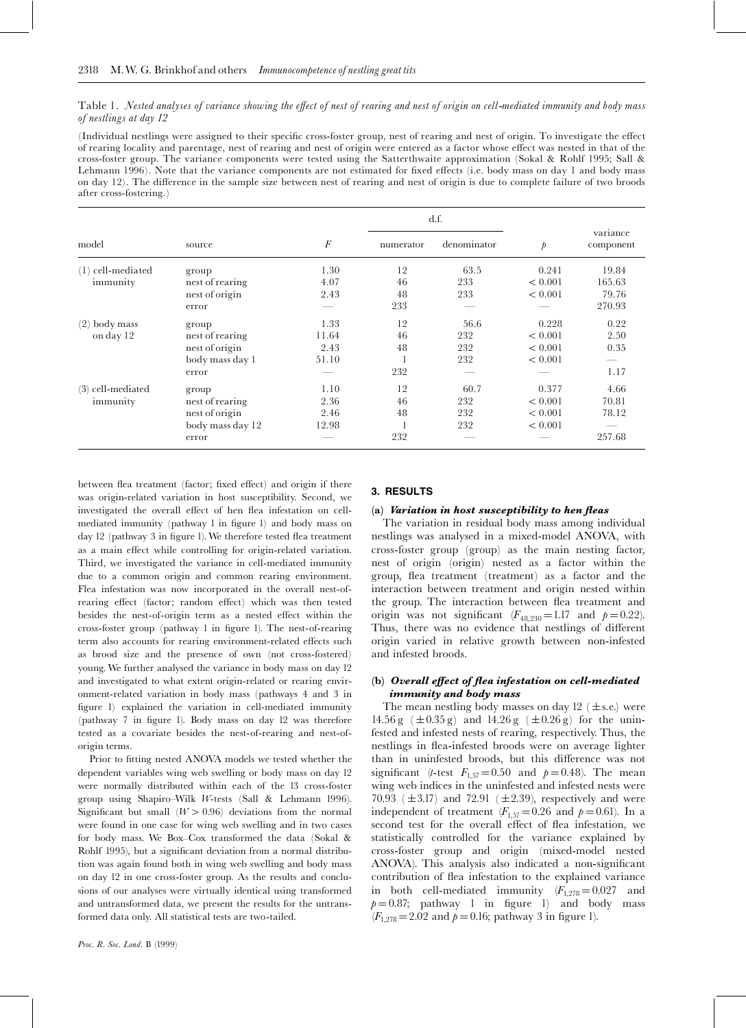Table 1. *Nested analyses of variance showing the effect of nest of rearing and nest of origin on cell-mediated immunity and body mass of nestlings at day 12*

(Individual nestlings were assigned to their specific cross-foster group, nest of rearing and nest of origin. To investigate the effect of rearing locality and parentage, nest of rearing and nest of origin were entered as a factor whose effect was nested in that of the cross-foster group. The variance components were tested using the Satterthwaite approximation (Sokal & Rohlf 1995; Sall & Lehmann 1996). Note that the variance components are not estimated for fixed effects (i.e. body mass on day 1 and body mass on day 12). The difference in the sample size between nest of rearing and nest of origin is due to complete failure of two broods after cross-fostering.)

| model | source | $F$ | d.f. | | $p$ | variance component |
|---|---|---|---|---|---|---|
| | | | numerator | denominator | | |
| (1) cell-mediated immunity | group | 1.30 | 12 | 63.5 | 0.241 | 19.84 |
| | nest of rearing | 4.07 | 46 | 233 | < 0.001 | 165.63 |
| | nest of origin | 2.43 | 48 | 233 | < 0.001 | 79.76 |
| | error | — | 233 | — | — | 270.93 |
| (2) body mass on day 12 | group | 1.33 | 12 | 56.6 | 0.228 | 0.22 |
| | nest of rearing | 11.64 | 46 | 232 | < 0.001 | 2.50 |
| | nest of origin | 2.43 | 48 | 232 | < 0.001 | 0.35 |
| | body mass day 1 | 51.10 | 1 | 232 | < 0.001 | — |
| | error | — | 232 | — | — | 1.17 |
| (3) cell-mediated immunity | group | 1.10 | 12 | 60.7 | 0.377 | 4.66 |
| | nest of rearing | 2.36 | 46 | 232 | < 0.001 | 70.81 |
| | nest of origin | 2.46 | 48 | 232 | < 0.001 | 78.12 |
| | body mass day 12 | 12.98 | 1 | 232 | < 0.001 | — |
| | error | — | 232 | — | — | 257.68 |

between flea treatment (factor; fixed effect) and origin if there was origin-related variation in host susceptibility. Second, we investigated the overall effect of hen flea infestation on cell-mediated immunity (pathway 1 in figure 1) and body mass on day 12 (pathway 3 in figure 1). We therefore tested flea treatment as a main effect while controlling for origin-related variation. Third, we investigated the variance in cell-mediated immunity due to a common origin and common rearing environment. Flea infestation was now incorporated in the overall nest-of-rearing effect (factor; random effect) which was then tested besides the nest-of-origin term as a nested effect within the cross-foster group (pathway 1 in figure 1). The nest-of-rearing term also accounts for rearing environment-related effects such as brood size and the presence of own (not cross-fostered) young. We further analysed the variance in body mass on day 12 and investigated to what extent origin-related or rearing environment-related variation in body mass (pathways 4 and 3 in figure 1) explained the variation in cell-mediated immunity (pathway 7 in figure 1). Body mass on day 12 was therefore tested as a covariate besides the nest-of-rearing and nest-of-origin terms.

Prior to fitting nested ANOVA models we tested whether the dependent variables wing web swelling or body mass on day 12 were normally distributed within each of the 13 cross-foster group using Shapiro–Wilk $W$-tests (Sall & Lehmann 1996). Significant but small ($W > 0.96$) deviations from the normal were found in one case for wing web swelling and in two cases for body mass. We Box–Cox transformed the data (Sokal & Rohlf 1995), but a significant deviation from a normal distribution was again found both in wing web swelling and body mass on day 12 in one cross-foster group. As the results and conclusions of our analyses were virtually identical using transformed and untransformed data, we present the results for the untransformed data only. All statistical tests are two-tailed.

## 3. RESULTS

### (a) *Variation in host susceptibility to hen fleas*

The variation in residual body mass among individual nestlings was analysed in a mixed-model ANOVA, with cross-foster group (group) as the main nesting factor, nest of origin (origin) nested as a factor within the group, flea treatment (treatment) as a factor and the interaction between treatment and origin nested within the group. The interaction between flea treatment and origin was not significant ($F_{48,230} = 1.17$ and $p = 0.22$). Thus, there was no evidence that nestlings of different origin varied in relative growth between non-infested and infested broods.

### (b) *Overall effect of flea infestation on cell-mediated immunity and body mass*

The mean nestling body masses on day 12 ($\pm$s.e.) were 14.56 g ($\pm$0.35 g) and 14.26 g ($\pm$0.26 g) for the uninfested and infested nests of rearing, respectively. Thus, the nestlings in flea-infested broods were on average lighter than in uninfested broods, but this difference was not significant ($t$-test $F_{1,57} = 0.50$ and $p = 0.48$). The mean wing web indices in the uninfested and infested nests were 70.93 ($\pm$3.17) and 72.91 ($\pm$2.39), respectively and were independent of treatment ($F_{1,57} = 0.26$ and $p = 0.61$). In a second test for the overall effect of flea infestation, we statistically controlled for the variance explained by cross-foster group and origin (mixed-model nested ANOVA). This analysis also indicated a non-significant contribution of flea infestation to the explained variance in both cell-mediated immunity ($F_{1,278} = 0.027$ and $p = 0.87$; pathway 1 in figure 1) and body mass ($F_{1,278} = 2.02$ and $p = 0.16$; pathway 3 in figure 1).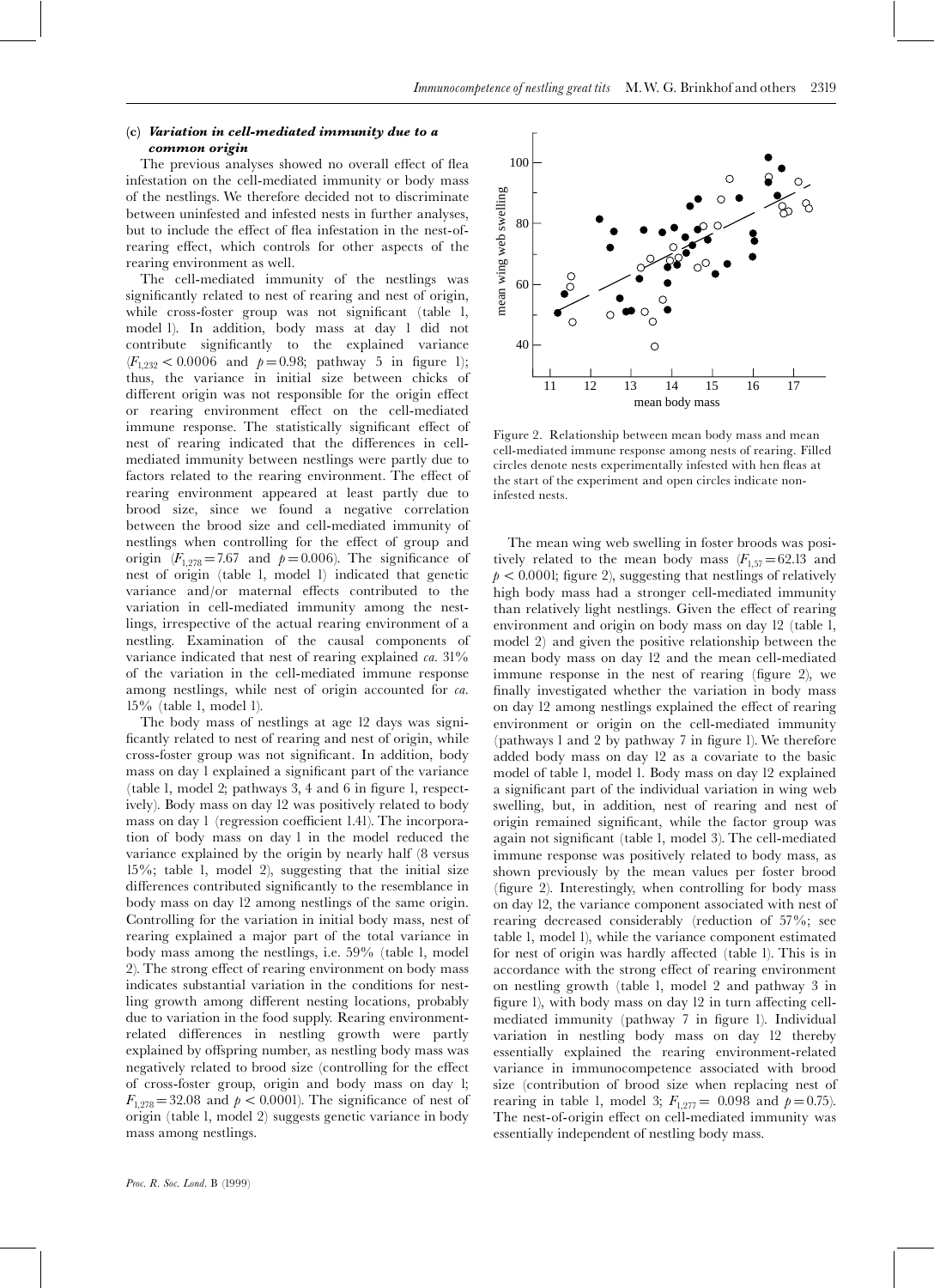### (c) *Variation in cell-mediated immunity due to a common origin*

The previous analyses showed no overall effect of flea infestation on the cell-mediated immunity or body mass of the nestlings. We therefore decided not to discriminate between uninfested and infested nests in further analyses, but to include the effect of flea infestation in the nest-of-rearing effect, which controls for other aspects of the rearing environment as well.

The cell-mediated immunity of the nestlings was significantly related to nest of rearing and nest of origin, while cross-foster group was not significant (table 1, model 1). In addition, body mass at day 1 did not contribute significantly to the explained variance ($F_{1,232} < 0.0006$ and $p = 0.98$; pathway 5 in figure 1); thus, the variance in initial size between chicks of different origin was not responsible for the origin effect or rearing environment effect on the cell-mediated immune response. The statistically significant effect of nest of rearing indicated that the differences in cell-mediated immunity between nestlings were partly due to factors related to the rearing environment. The effect of rearing environment appeared at least partly due to brood size, since we found a negative correlation between the brood size and cell-mediated immunity of nestlings when controlling for the effect of group and origin ($F_{1,278} = 7.67$ and $p = 0.006$). The significance of nest of origin (table 1, model 1) indicated that genetic variance and/or maternal effects contributed to the variation in cell-mediated immunity among the nestlings, irrespective of the actual rearing environment of a nestling. Examination of the causal components of variance indicated that nest of rearing explained *ca.* 31% of the variation in the cell-mediated immune response among nestlings, while nest of origin accounted for *ca.* 15% (table 1, model 1).

The body mass of nestlings at age 12 days was significantly related to nest of rearing and nest of origin, while cross-foster group was not significant. In addition, body mass on day 1 explained a significant part of the variance (table 1, model 2; pathways 3, 4 and 6 in figure 1, respectively). Body mass on day 12 was positively related to body mass on day 1 (regression coefficient 1.41). The incorporation of body mass on day 1 in the model reduced the variance explained by the origin by nearly half (8 versus 15%; table 1, model 2), suggesting that the initial size differences contributed significantly to the resemblance in body mass on day 12 among nestlings of the same origin. Controlling for the variation in initial body mass, nest of rearing explained a major part of the total variance in body mass among the nestlings, i.e. 59% (table 1, model 2). The strong effect of rearing environment on body mass indicates substantial variation in the conditions for nestling growth among different nesting locations, probably due to variation in the food supply. Rearing environment-related differences in nestling growth were partly explained by offspring number, as nestling body mass was negatively related to brood size (controlling for the effect of cross-foster group, origin and body mass on day 1; $F_{1,278} = 32.08$ and $p < 0.0001$). The significance of nest of origin (table 1, model 2) suggests genetic variance in body mass among nestlings.

Figure 2. Relationship between mean body mass and mean cell-mediated immune response among nests of rearing. Filled circles denote nests experimentally infested with hen fleas at the start of the experiment and open circles indicate non-infested nests.

The mean wing web swelling in foster broods was positively related to the mean body mass ($F_{1,57} = 62.13$ and $p < 0.0001$; figure 2), suggesting that nestlings of relatively high body mass had a stronger cell-mediated immunity than relatively light nestlings. Given the effect of rearing environment and origin on body mass on day 12 (table 1, model 2) and given the positive relationship between the mean body mass on day 12 and the mean cell-mediated immune response in the nest of rearing (figure 2), we finally investigated whether the variation in body mass on day 12 among nestlings explained the effect of rearing environment or origin on the cell-mediated immunity (pathways 1 and 2 by pathway 7 in figure 1). We therefore added body mass on day 12 as a covariate to the basic model of table 1, model 1. Body mass on day 12 explained a significant part of the individual variation in wing web swelling, but, in addition, nest of rearing and nest of origin remained significant, while the factor group was again not significant (table 1, model 3). The cell-mediated immune response was positively related to body mass, as shown previously by the mean values per foster brood (figure 2). Interestingly, when controlling for body mass on day 12, the variance component associated with nest of rearing decreased considerably (reduction of 57%; see table 1, model 1), while the variance component estimated for nest of origin was hardly affected (table 1). This is in accordance with the strong effect of rearing environment on nestling growth (table 1, model 2 and pathway 3 in figure 1), with body mass on day 12 in turn affecting cell-mediated immunity (pathway 7 in figure 1). Individual variation in nestling body mass on day 12 thereby essentially explained the rearing environment-related variance in immunocompetence associated with brood size (contribution of brood size when replacing nest of rearing in table 1, model 3; $F_{1,277} = 0.098$ and $p = 0.75$). The nest-of-origin effect on cell-mediated immunity was essentially independent of nestling body mass.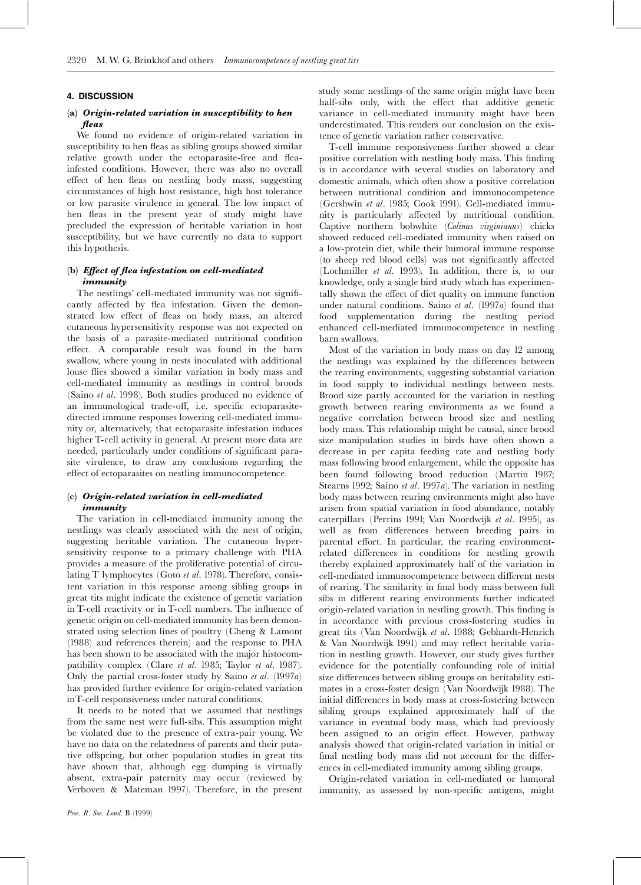## 4. DISCUSSION

### (a) *Origin-related variation in susceptibility to hen fleas*

We found no evidence of origin-related variation in susceptibility to hen fleas as sibling groups showed similar relative growth under the ectoparasite-free and flea-infested conditions. However, there was also no overall effect of hen fleas on nestling body mass, suggesting circumstances of high host resistance, high host tolerance or low parasite virulence in general. The low impact of hen fleas in the present year of study might have precluded the expression of heritable variation in host susceptibility, but we have currently no data to support this hypothesis.

### (b) *Effect of flea infestation on cell-mediated immunity*

The nestlings' cell-mediated immunity was not significantly affected by flea infestation. Given the demonstrated low effect of fleas on body mass, an altered cutaneous hypersensitivity response was not expected on the basis of a parasite-mediated nutritional condition effect. A comparable result was found in the barn swallow, where young in nests inoculated with additional louse flies showed a similar variation in body mass and cell-mediated immunity as nestlings in control broods (Saino *et al*. 1998). Both studies produced no evidence of an immunological trade-off, i.e. specific ectoparasite-directed immune responses lowering cell-mediated immunity or, alternatively, that ectoparasite infestation induces higher T-cell activity in general. At present more data are needed, particularly under conditions of significant parasite virulence, to draw any conclusions regarding the effect of ectoparasites on nestling immunocompetence.

### (c) *Origin-related variation in cell-mediated immunity*

The variation in cell-mediated immunity among the nestlings was clearly associated with the nest of origin, suggesting heritable variation. The cutaneous hypersensitivity response to a primary challenge with PHA provides a measure of the proliferative potential of circulating T lymphocytes (Goto *et al*. 1978). Therefore, consistent variation in this response among sibling groups in great tits might indicate the existence of genetic variation in T-cell reactivity or in T-cell numbers. The influence of genetic origin on cell-mediated immunity has been demonstrated using selection lines of poultry (Cheng & Lamont (1988) and references therein) and the response to PHA has been shown to be associated with the major histocompatibility complex (Clare *et al*. 1985; Taylor *et al*. 1987). Only the partial cross-foster study by Saino *et al*. (1997*a*) has provided further evidence for origin-related variation in T-cell responsiveness under natural conditions.

It needs to be noted that we assumed that nestlings from the same nest were full-sibs. This assumption might be violated due to the presence of extra-pair young. We have no data on the relatedness of parents and their putative offspring, but other population studies in great tits have shown that, although egg dumping is virtually absent, extra-pair paternity may occur (reviewed by Verboven & Mateman 1997). Therefore, in the present study some nestlings of the same origin might have been half-sibs only, with the effect that additive genetic variance in cell-mediated immunity might have been underestimated. This renders our conclusion on the existence of genetic variation rather conservative.

T-cell immune responsiveness further showed a clear positive correlation with nestling body mass. This finding is in accordance with several studies on laboratory and domestic animals, which often show a positive correlation between nutritional condition and immunocompetence (Gershwin *et al*. 1985; Cook 1991). Cell-mediated immunity is particularly affected by nutritional condition. Captive northern bobwhite (*Colinus virginianus*) chicks showed reduced cell-mediated immunity when raised on a low-protein diet, while their humoral immune response (to sheep red blood cells) was not significantly affected (Lochmiller *et al*. 1993). In addition, there is, to our knowledge, only a single bird study which has experimentally shown the effect of diet quality on immune function under natural conditions. Saino *et al*. (1997*a*) found that food supplementation during the nestling period enhanced cell-mediated immunocompetence in nestling barn swallows.

Most of the variation in body mass on day 12 among the nestlings was explained by the differences between the rearing environments, suggesting substantial variation in food supply to individual nestlings between nests. Brood size partly accounted for the variation in nestling growth between rearing environments as we found a negative correlation between brood size and nestling body mass. This relationship might be causal, since brood size manipulation studies in birds have often shown a decrease in per capita feeding rate and nestling body mass following brood enlargement, while the opposite has been found following brood reduction (Martin 1987; Stearns 1992; Saino *et al*. 1997*a*). The variation in nestling body mass between rearing environments might also have arisen from spatial variation in food abundance, notably caterpillars (Perrins 1991; Van Noordwijk *et al*. 1995), as well as from differences between breeding pairs in parental effort. In particular, the rearing environment-related differences in conditions for nestling growth thereby explained approximately half of the variation in cell-mediated immunocompetence between different nests of rearing. The similarity in final body mass between full sibs in different rearing environments further indicated origin-related variation in nestling growth. This finding is in accordance with previous cross-fostering studies in great tits (Van Noordwijk *et al*. 1988; Gebhardt-Henrich & Van Noordwijk 1991) and may reflect heritable variation in nestling growth. However, our study gives further evidence for the potentially confounding role of initial size differences between sibling groups on heritability estimates in a cross-foster design (Van Noordwijk 1988). The initial differences in body mass at cross-fostering between sibling groups explained approximately half of the variance in eventual body mass, which had previously been assigned to an origin effect. However, pathway analysis showed that origin-related variation in initial or final nestling body mass did not account for the differences in cell-mediated immunity among sibling groups.

Origin-related variation in cell-mediated or humoral immunity, as assessed by non-specific antigens, might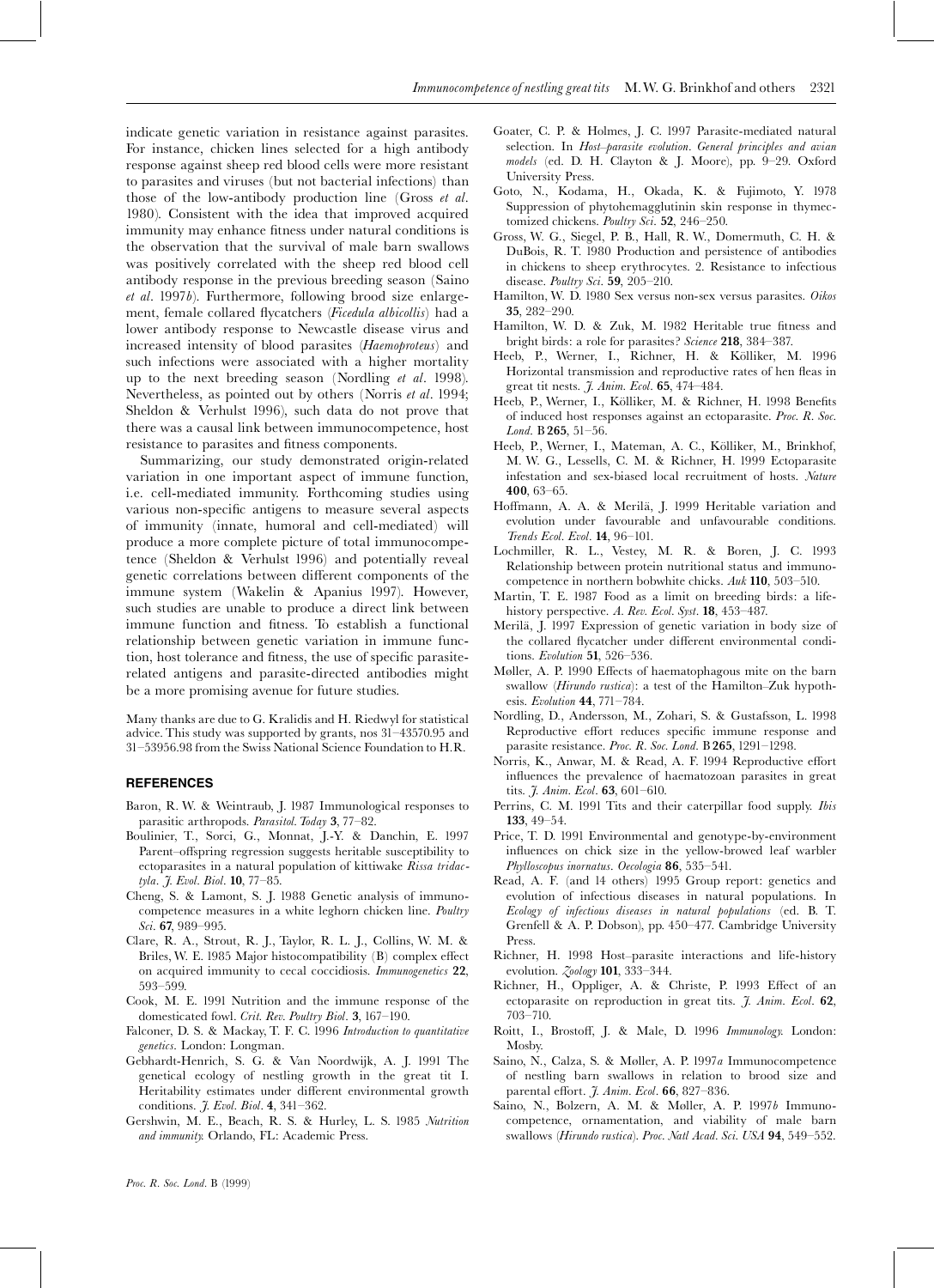indicate genetic variation in resistance against parasites. For instance, chicken lines selected for a high antibody response against sheep red blood cells were more resistant to parasites and viruses (but not bacterial infections) than those of the low-antibody production line (Gross *et al*. 1980). Consistent with the idea that improved acquired immunity may enhance fitness under natural conditions is the observation that the survival of male barn swallows was positively correlated with the sheep red blood cell antibody response in the previous breeding season (Saino *et al*. 1997*b*). Furthermore, following brood size enlargement, female collared flycatchers (*Ficedula albicollis*) had a lower antibody response to Newcastle disease virus and increased intensity of blood parasites (*Haemoproteus*) and such infections were associated with a higher mortality up to the next breeding season (Nordling *et al*. 1998). Nevertheless, as pointed out by others (Norris *et al*. 1994; Sheldon & Verhulst 1996), such data do not prove that there was a causal link between immunocompetence, host resistance to parasites and fitness components.

Summarizing, our study demonstrated origin-related variation in one important aspect of immune function, i.e. cell-mediated immunity. Forthcoming studies using various non-specific antigens to measure several aspects of immunity (innate, humoral and cell-mediated) will produce a more complete picture of total immunocompetence (Sheldon & Verhulst 1996) and potentially reveal genetic correlations between different components of the immune system (Wakelin & Apanius 1997). However, such studies are unable to produce a direct link between immune function and fitness. To establish a functional relationship between genetic variation in immune function, host tolerance and fitness, the use of specific parasite-related antigens and parasite-directed antibodies might be a more promising avenue for future studies.

Many thanks are due to G. Kralidis and H. Riedwyl for statistical advice. This study was supported by grants, nos 31–43570.95 and 31–53956.98 from the Swiss National Science Foundation to H.R.

## REFERENCES

Baron, R. W. & Weintraub, J. 1987 Immunological responses to parasitic arthropods. *Parasitol. Today* **3**, 77–82.

Boulinier, T., Sorci, G., Monnat, J.-Y. & Danchin, E. 1997 Parent–offspring regression suggests heritable susceptibility to ectoparasites in a natural population of kittiwake *Rissa tridactyla*. *J. Evol. Biol*. **10**, 77–85.

Cheng, S. & Lamont, S. J. 1988 Genetic analysis of immunocompetence measures in a white leghorn chicken line. *Poultry Sci*. **67**, 989–995.

Clare, R. A., Strout, R. J., Taylor, R. L. J., Collins, W. M. & Briles, W. E. 1985 Major histocompatibility (B) complex effect on acquired immunity to cecal coccidiosis. *Immunogenetics* **22**, 593–599.

Cook, M. E. 1991 Nutrition and the immune response of the domesticated fowl. *Crit. Rev. Poultry Biol*. **3**, 167–190.

Falconer, D. S. & Mackay, T. F. C. 1996 *Introduction to quantitative genetics*. London: Longman.

Gebhardt-Henrich, S. G. & Van Noordwijk, A. J. 1991 The genetical ecology of nestling growth in the great tit I. Heritability estimates under different environmental growth conditions. *J. Evol. Biol*. **4**, 341–362.

Gershwin, M. E., Beach, R. S. & Hurley, L. S. 1985 *Nutrition and immunity*. Orlando, FL: Academic Press.

Goater, C. P. & Holmes, J. C. 1997 Parasite-mediated natural selection. In *Host–parasite evolution. General principles and avian models* (ed. D. H. Clayton & J. Moore), pp. 9–29. Oxford University Press.

Goto, N., Kodama, H., Okada, K. & Fujimoto, Y. 1978 Suppression of phytohemagglutinin skin response in thymectomized chickens. *Poultry Sci*. **52**, 246–250.

Gross, W. G., Siegel, P. B., Hall, R. W., Domermuth, C. H. & DuBois, R. T. 1980 Production and persistence of antibodies in chickens to sheep erythrocytes. 2. Resistance to infectious disease. *Poultry Sci*. **59**, 205–210.

Hamilton, W. D. 1980 Sex versus non-sex versus parasites. *Oikos* **35**, 282–290.

Hamilton, W. D. & Zuk, M. 1982 Heritable true fitness and bright birds: a role for parasites? *Science* **218**, 384–387.

Heeb, P., Werner, I., Richner, H. & Kölliker, M. 1996 Horizontal transmission and reproductive rates of hen fleas in great tit nests. *J. Anim. Ecol*. **65**, 474–484.

Heeb, P., Werner, I., Kölliker, M. & Richner, H. 1998 Benefits of induced host responses against an ectoparasite. *Proc. R. Soc. Lond*. B **265**, 51–56.

Heeb, P., Werner, I., Mateman, A. C., Kölliker, M., Brinkhof, M. W. G., Lessells, C. M. & Richner, H. 1999 Ectoparasite infestation and sex-biased local recruitment of hosts. *Nature* **400**, 63–65.

Hoffmann, A. A. & Merilä, J. 1999 Heritable variation and evolution under favourable and unfavourable conditions. *Trends Ecol. Evol*. **14**, 96–101.

Lochmiller, R. L., Vestey, M. R. & Boren, J. C. 1993 Relationship between protein nutritional status and immunocompetence in northern bobwhite chicks. *Auk* **110**, 503–510.

Martin, T. E. 1987 Food as a limit on breeding birds: a life-history perspective. *A. Rev. Ecol. Syst*. **18**, 453–487.

Merilä, J. 1997 Expression of genetic variation in body size of the collared flycatcher under different environmental conditions. *Evolution* **51**, 526–536.

Møller, A. P. 1990 Effects of haematophagous mite on the barn swallow (*Hirundo rustica*): a test of the Hamilton–Zuk hypothesis. *Evolution* **44**, 771–784.

Nordling, D., Andersson, M., Zohari, S. & Gustafsson, L. 1998 Reproductive effort reduces specific immune response and parasite resistance. *Proc. R. Soc. Lond*. B **265**, 1291–1298.

Norris, K., Anwar, M. & Read, A. F. 1994 Reproductive effort influences the prevalence of haematozoan parasites in great tits. *J. Anim. Ecol*. **63**, 601–610.

Perrins, C. M. 1991 Tits and their caterpillar food supply. *Ibis* **133**, 49–54.

Price, T. D. 1991 Environmental and genotype-by-environment influences on chick size in the yellow-browed leaf warbler *Phylloscopus inornatus*. *Oecologia* **86**, 535–541.

Read, A. F. (and 14 others) 1995 Group report: genetics and evolution of infectious diseases in natural populations. In *Ecology of infectious diseases in natural populations* (ed. B. T. Grenfell & A. P. Dobson), pp. 450–477. Cambridge University Press.

Richner, H. 1998 Host–parasite interactions and life-history evolution. *Zoology* **101**, 333–344.

Richner, H., Oppliger, A. & Christe, P. 1993 Effect of an ectoparasite on reproduction in great tits. *J. Anim. Ecol*. **62**, 703–710.

Roitt, I., Brostoff, J. & Male, D. 1996 *Immunology*. London: Mosby.

Saino, N., Calza, S. & Møller, A. P. 1997*a* Immunocompetence of nestling barn swallows in relation to brood size and parental effort. *J. Anim. Ecol*. **66**, 827–836.

Saino, N., Bolzern, A. M. & Møller, A. P. 1997*b* Immunocompetence, ornamentation, and viability of male barn swallows (*Hirundo rustica*). *Proc. Natl Acad. Sci. USA* **94**, 549–552.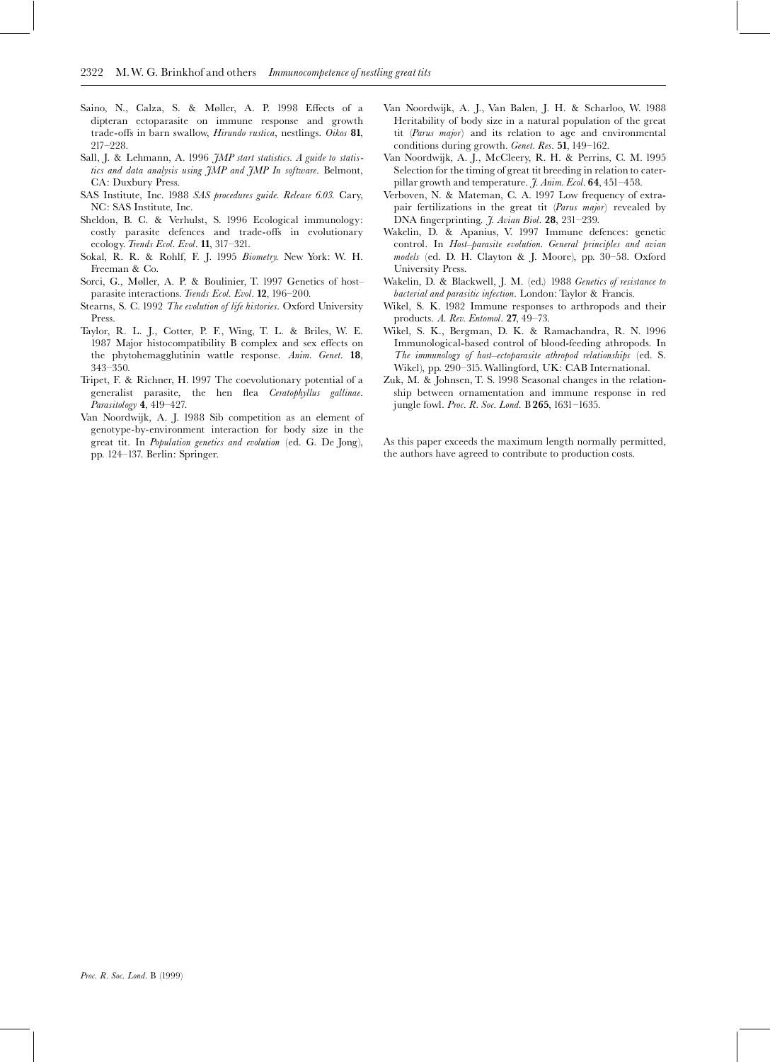Saino, N., Calza, S. & Møller, A. P. 1998 Effects of a dipteran ectoparasite on immune response and growth trade-offs in barn swallow, *Hirundo rustica*, nestlings. *Oikos* **81**, 217–228.

Sall, J. & Lehmann, A. 1996 *JMP start statistics. A guide to statistics and data analysis using JMP and JMP In software*. Belmont, CA: Duxbury Press.

SAS Institute, Inc. 1988 *SAS procedures guide. Release 6.03*. Cary, NC: SAS Institute, Inc.

Sheldon, B. C. & Verhulst, S. 1996 Ecological immunology: costly parasite defences and trade-offs in evolutionary ecology. *Trends Ecol. Evol.* **11**, 317–321.

Sokal, R. R. & Rohlf, F. J. 1995 *Biometry.* New York: W. H. Freeman & Co.

Sorci, G., Møller, A. P. & Boulinier, T. 1997 Genetics of host–parasite interactions. *Trends Ecol. Evol.* **12**, 196–200.

Stearns, S. C. 1992 *The evolution of life histories*. Oxford University Press.

Taylor, R. L. J., Cotter, P. F., Wing, T. L. & Briles, W. E. 1987 Major histocompatibility B complex and sex effects on the phytohemagglutinin wattle response. *Anim. Genet.* **18**, 343–350.

Tripet, F. & Richner, H. 1997 The coevolutionary potential of a generalist parasite, the hen flea *Ceratophyllus gallinae*. *Parasitology* **4**, 419–427.

Van Noordwijk, A. J. 1988 Sib competition as an element of genotype-by-environment interaction for body size in the great tit. In *Population genetics and evolution* (ed. G. De Jong), pp. 124–137. Berlin: Springer.

Van Noordwijk, A. J., Van Balen, J. H. & Scharloo, W. 1988 Heritability of body size in a natural population of the great tit (*Parus major*) and its relation to age and environmental conditions during growth. *Genet. Res.* **51**, 149–162.

Van Noordwijk, A. J., McCleery, R. H. & Perrins, C. M. 1995 Selection for the timing of great tit breeding in relation to caterpillar growth and temperature. *J. Anim. Ecol.* **64**, 451–458.

Verboven, N. & Mateman, C. A. 1997 Low frequency of extra-pair fertilizations in the great tit (*Parus major*) revealed by DNA fingerprinting. *J. Avian Biol.* **28**, 231–239.

Wakelin, D. & Apanius, V. 1997 Immune defences: genetic control. In *Host–parasite evolution. General principles and avian models* (ed. D. H. Clayton & J. Moore), pp. 30–58. Oxford University Press.

Wakelin, D. & Blackwell, J. M. (ed.) 1988 *Genetics of resistance to bacterial and parasitic infection*. London: Taylor & Francis.

Wikel, S. K. 1982 Immune responses to arthropods and their products. *A. Rev. Entomol.* **27**, 49–73.

Wikel, S. K., Bergman, D. K. & Ramachandra, R. N. 1996 Immunological-based control of blood-feeding athropods. In *The immunology of host–ectoparasite athropod relationships* (ed. S. Wikel), pp. 290–315. Wallingford, UK: CAB International.

Zuk, M. & Johnsen, T. S. 1998 Seasonal changes in the relationship between ornamentation and immune response in red jungle fowl. *Proc. R. Soc. Lond.* B **265**, 1631–1635.

As this paper exceeds the maximum length normally permitted, the authors have agreed to contribute to production costs.